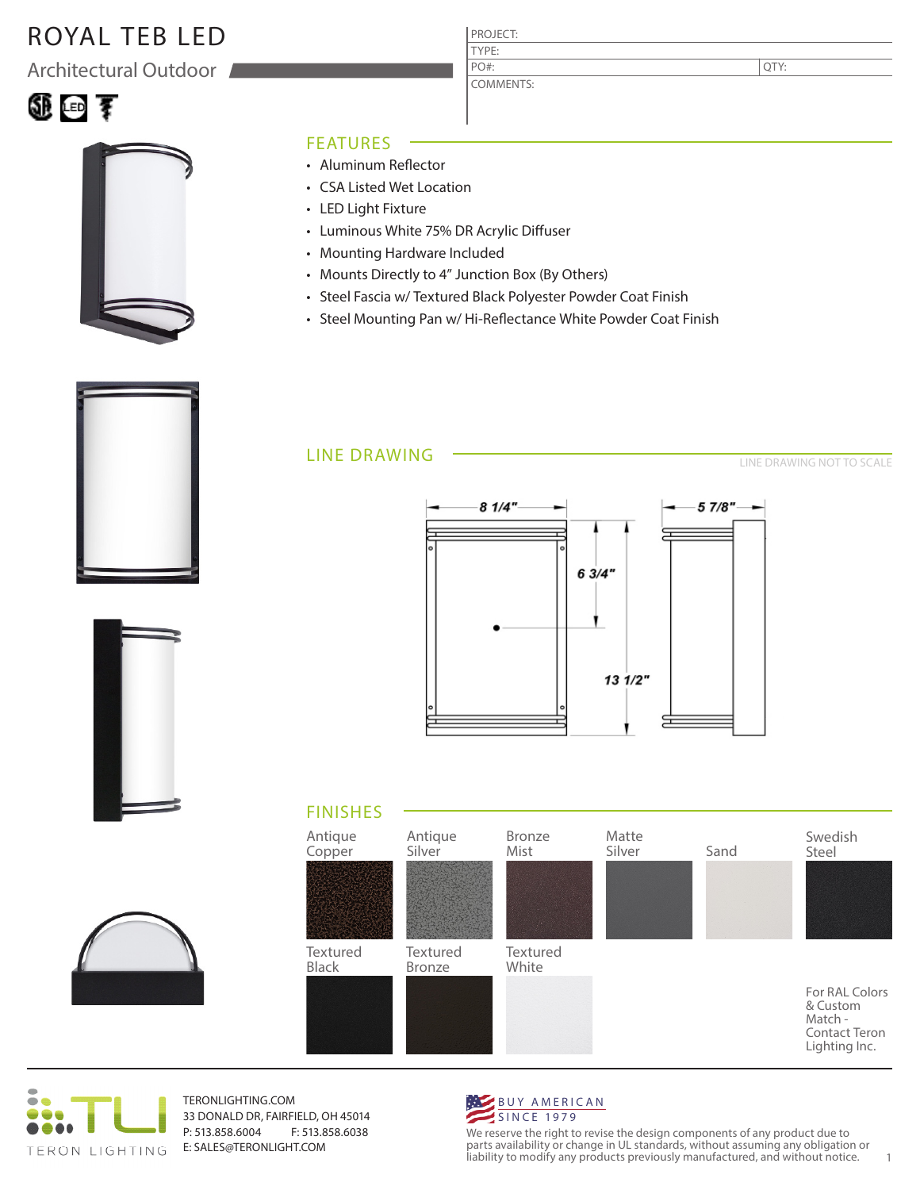# ROYAL TEB LED

## Architectural Outdoor

| PROJECT: | |
|---|---|
| TYPE: | |
| PO#: | QTY: |
| COMMENTS: | |

## FEATURES

- Aluminum Reflector
- CSA Listed Wet Location
- LED Light Fixture
- Luminous White 75% DR Acrylic Diffuser
- Mounting Hardware Included
- Mounts Directly to 4" Junction Box (By Others)
- Steel Fascia w/ Textured Black Polyester Powder Coat Finish
- Steel Mounting Pan w/ Hi-Reflectance White Powder Coat Finish

## LINE DRAWING

LINE DRAWING NOT TO SCALE

8 1/4"

6 3/4"

13 1/2"

5 7/8"

## FINISHES

- Antique Copper
- Antique Silver
- Bronze Mist
- Matte Silver
- Sand
- Swedish Steel
- Textured Black
- Textured Bronze
- Textured White

For RAL Colors & Custom Match - Contact Teron Lighting Inc.

TERON LIGHTING

TERONLIGHTING.COM
33 DONALD DR, FAIRFIELD, OH 45014
P: 513.858.6004 F: 513.858.6038
E: SALES@TERONLIGHT.COM

BUY AMERICAN SINCE 1979

We reserve the right to revise the design components of any product due to parts availability or change in UL standards, without assuming any obligation or liability to modify any products previously manufactured, and without notice.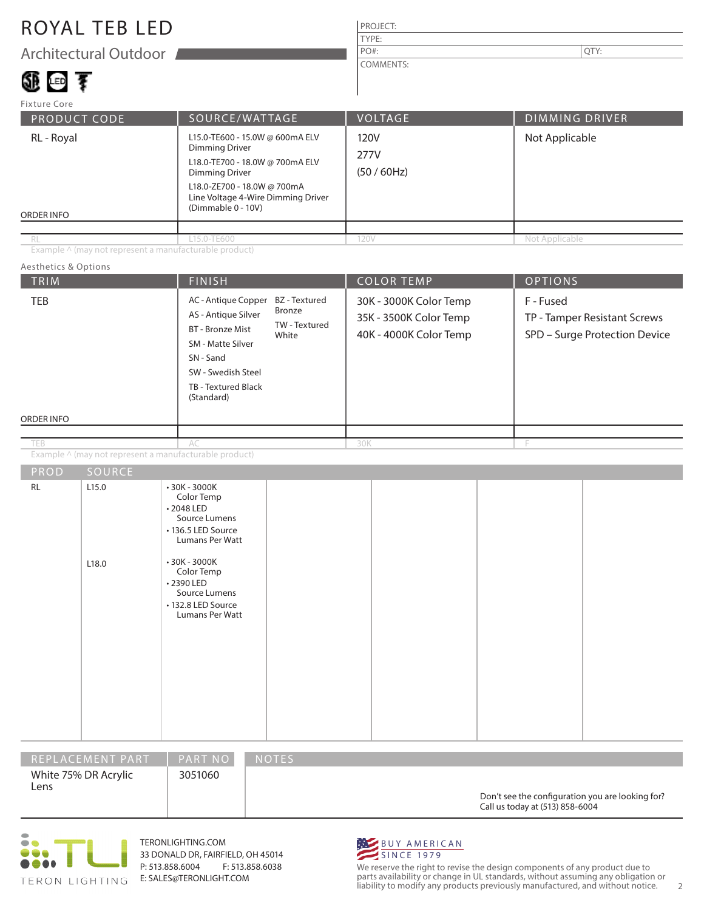# ROYAL TEB LED

## Architectural Outdoor

| PROJECT: | |
|---|---|
| TYPE: | |
| PO#: | QTY: |
| COMMENTS: | |

### Fixture Core

| PRODUCT CODE | SOURCE/WATTAGE | VOLTAGE | DIMMING DRIVER |
|---|---|---|---|
| RL - Royal | L15.0-TE600 - 15.0W @ 600mA ELV Dimming Driver<br>L18.0-TE700 - 18.0W @ 700mA ELV Dimming Driver<br>L18.0-ZE700 - 18.0W @ 700mA Line Voltage 4-Wire Dimming Driver (Dimmable 0 - 10V) | 120V<br>277V<br>(50 / 60Hz) | Not Applicable |
| ORDER INFO | | | |
| RL | L15.0-TE600 | 120V | Not Applicable |

Example ^ (may not represent a manufacturable product)

### Aesthetics & Options

| TRIM | FINISH | COLOR TEMP | OPTIONS |
|---|---|---|---|
| TEB | AC - Antique Copper<br>AS - Antique Silver<br>BT - Bronze Mist<br>SM - Matte Silver<br>SN - Sand<br>SW - Swedish Steel<br>TB - Textured Black (Standard)<br>BZ - Textured Bronze<br>TW - Textured White | 30K - 3000K Color Temp<br>35K - 3500K Color Temp<br>40K - 4000K Color Temp | F - Fused<br>TP - Tamper Resistant Screws<br>SPD – Surge Protection Device |
| ORDER INFO | | | |
| TEB | AC | 30K | F |

Example ^ (may not represent a manufacturable product)

| PROD | SOURCE | |
|---|---|---|
| RL | L15.0 | • 30K - 3000K Color Temp<br>• 2048 LED Source Lumens<br>• 136.5 LED Source Lumans Per Watt |
| | L18.0 | • 30K - 3000K Color Temp<br>• 2390 LED Source Lumens<br>• 132.8 LED Source Lumans Per Watt |

| REPLACEMENT PART | PART NO | NOTES |
|---|---|---|
| White 75% DR Acrylic Lens | 3051060 | |

Don't see the configuration you are looking for? Call us today at (513) 858-6004

TERON LIGHTING

TERONLIGHTING.COM
33 DONALD DR, FAIRFIELD, OH 45014
P: 513.858.6004 F: 513.858.6038
E: SALES@TERONLIGHT.COM

BUY AMERICAN SINCE 1979

We reserve the right to revise the design components of any product due to parts availability or change in UL standards, without assuming any obligation or liability to modify any products previously manufactured, and without notice.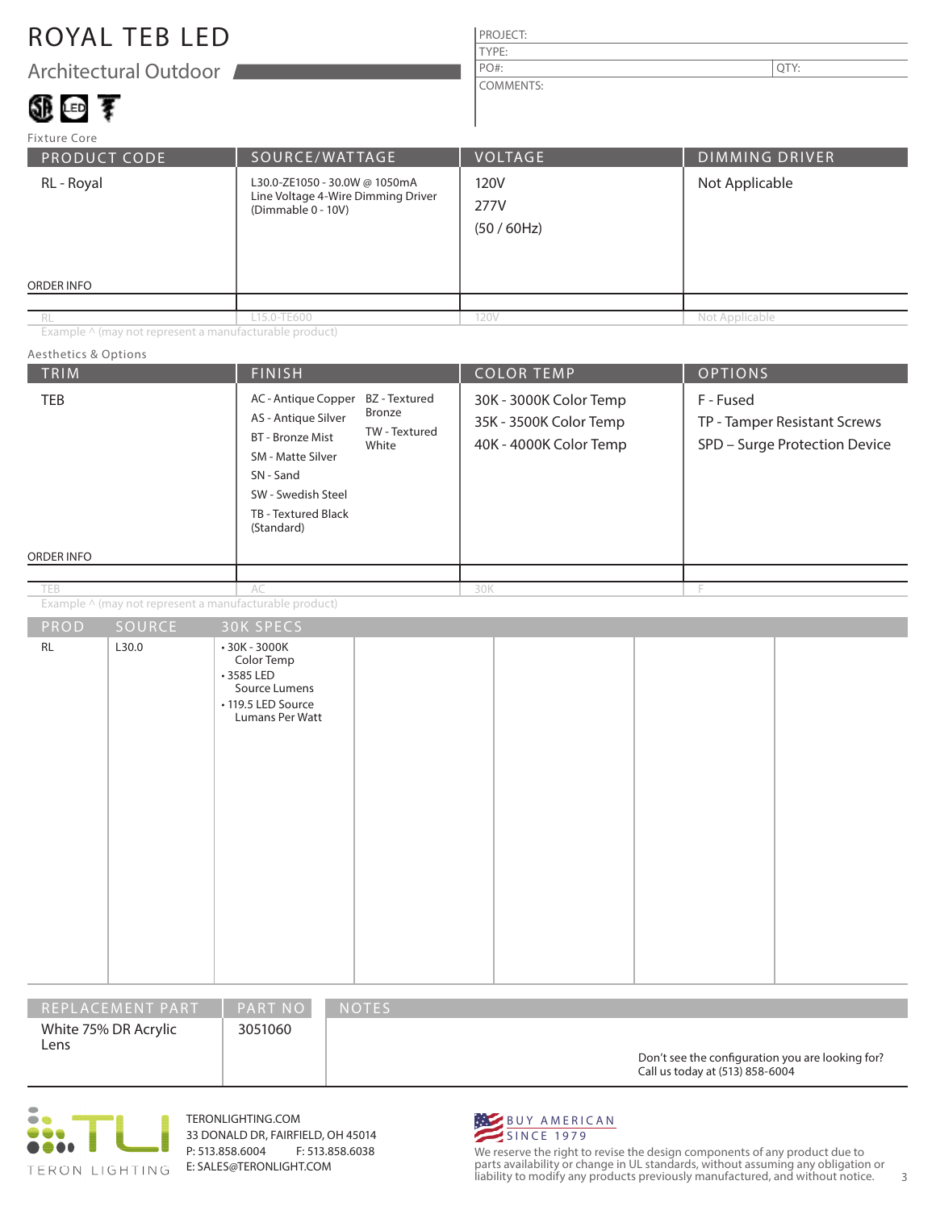# ROYAL TEB LED

## Architectual Outdoor

| | |
|---|---|
| PROJECT: | |
| TYPE: | |
| PO#: | QTY: |
| COMMENTS: | |

Fixture Core

| PRODUCT CODE | SOURCE/WATTAGE | VOLTAGE | DIMMING DRIVER |
|---|---|---|---|
| RL - Royal | L30.0-ZE1050 - 30.0W @ 1050mA Line Voltage 4-Wire Dimming Driver (Dimmable 0 - 10V) | 120V<br>277V<br>(50 / 60Hz) | Not Applicable |
| ORDER INFO | | | |
| RL | L15.0-TE600 | 120V | Not Applicable |

Example ^ (may not represent a manufacturable product)

Aesthetics & Options

| TRIM | FINISH | COLOR TEMP | OPTIONS |
|---|---|---|---|
| TEB | AC - Antique Copper<br>AS - Antique Silver<br>BT - Bronze Mist<br>SM - Matte Silver<br>SN - Sand<br>SW - Swedish Steel<br>TB - Textured Black (Standard)<br>BZ - Textured Bronze<br>TW - Textured White | 30K - 3000K Color Temp<br>35K - 3500K Color Temp<br>40K - 4000K Color Temp | F - Fused<br>TP - Tamper Resistant Screws<br>SPD – Surge Protection Device |
| ORDER INFO | | | |
| TEB | AC | 30K | F |

Example ^ (may not represent a manufacturable product)

| PROD | SOURCE | 30K SPECS |
|---|---|---|
| RL | L30.0 | • 30K - 3000K Color Temp<br>• 3585 LED Source Lumens<br>• 119.5 LED Source Lumans Per Watt |

| REPLACEMENT PART | PART NO | NOTES |
|---|---|---|
| White 75% DR Acrylic Lens | 3051060 | Don't see the configuration you are looking for? Call us today at (513) 858-6004 |

TERON LIGHTING

TERONLIGHTING.COM
33 DONALD DR, FAIRFIELD, OH 45014
P: 513.858.6004 F: 513.858.6038
E: SALES@TERONLIGHT.COM

BUY AMERICAN
SINCE 1979

We reserve the right to revise the design components of any product due to parts availability or change in UL standards, without assuming any obligation or liability to modify any products previously manufactured, and without notice.